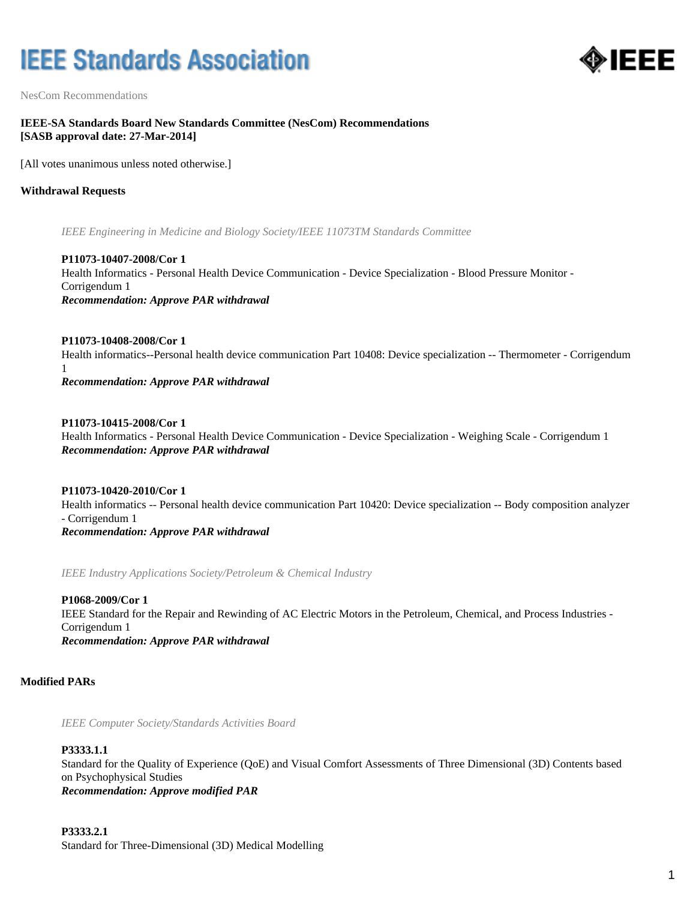# IEEE Standards Association

NesCom Recommendations

**IEEE-SA Standards Board New Standards Committee (NesCom) Recommendations**
**[SASB approval date: 27-Mar-2014]**

[All votes unanimous unless noted otherwise.]

**Withdrawal Requests**

*IEEE Engineering in Medicine and Biology Society/IEEE 11073TM Standards Committee*

**P11073-10407-2008/Cor 1**
Health Informatics - Personal Health Device Communication - Device Specialization - Blood Pressure Monitor - Corrigendum 1
***Recommendation: Approve PAR withdrawal***

**P11073-10408-2008/Cor 1**
Health informatics--Personal health device communication Part 10408: Device specialization -- Thermometer - Corrigendum 1
***Recommendation: Approve PAR withdrawal***

**P11073-10415-2008/Cor 1**
Health Informatics - Personal Health Device Communication - Device Specialization - Weighing Scale - Corrigendum 1
***Recommendation: Approve PAR withdrawal***

**P11073-10420-2010/Cor 1**
Health informatics -- Personal health device communication Part 10420: Device specialization -- Body composition analyzer - Corrigendum 1
***Recommendation: Approve PAR withdrawal***

*IEEE Industry Applications Society/Petroleum & Chemical Industry*

**P1068-2009/Cor 1**
IEEE Standard for the Repair and Rewinding of AC Electric Motors in the Petroleum, Chemical, and Process Industries - Corrigendum 1
***Recommendation: Approve PAR withdrawal***

**Modified PARs**

*IEEE Computer Society/Standards Activities Board*

**P3333.1.1**
Standard for the Quality of Experience (QoE) and Visual Comfort Assessments of Three Dimensional (3D) Contents based on Psychophysical Studies
***Recommendation: Approve modified PAR***

**P3333.2.1**
Standard for Three-Dimensional (3D) Medical Modelling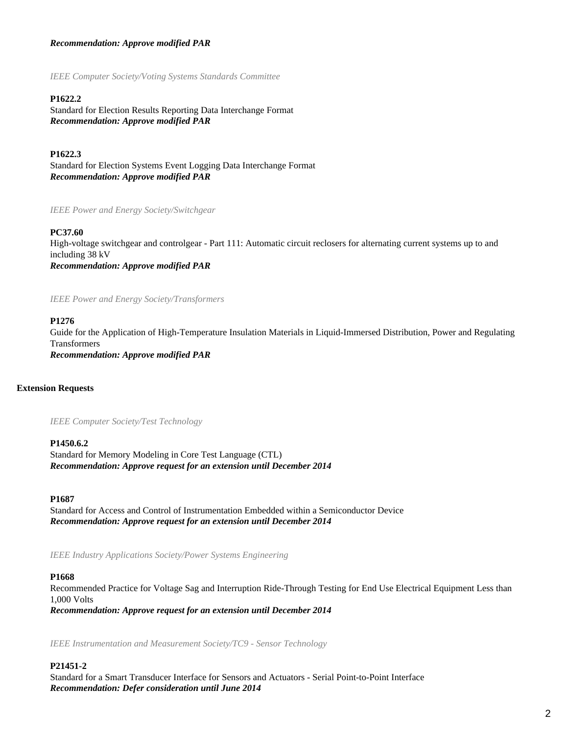***Recommendation: Approve modified PAR***

*IEEE Computer Society/Voting Systems Standards Committee*

**P1622.2**
Standard for Election Results Reporting Data Interchange Format
***Recommendation: Approve modified PAR***

**P1622.3**
Standard for Election Systems Event Logging Data Interchange Format
***Recommendation: Approve modified PAR***

*IEEE Power and Energy Society/Switchgear*

**PC37.60**
High-voltage switchgear and controlgear - Part 111: Automatic circuit reclosers for alternating current systems up to and including 38 kV
***Recommendation: Approve modified PAR***

*IEEE Power and Energy Society/Transformers*

**P1276**
Guide for the Application of High-Temperature Insulation Materials in Liquid-Immersed Distribution, Power and Regulating Transformers
***Recommendation: Approve modified PAR***

**Extension Requests**

*IEEE Computer Society/Test Technology*

**P1450.6.2**
Standard for Memory Modeling in Core Test Language (CTL)
***Recommendation: Approve request for an extension until December 2014***

**P1687**
Standard for Access and Control of Instrumentation Embedded within a Semiconductor Device
***Recommendation: Approve request for an extension until December 2014***

*IEEE Industry Applications Society/Power Systems Engineering*

**P1668**
Recommended Practice for Voltage Sag and Interruption Ride-Through Testing for End Use Electrical Equipment Less than 1,000 Volts
***Recommendation: Approve request for an extension until December 2014***

*IEEE Instrumentation and Measurement Society/TC9 - Sensor Technology*

**P21451-2**
Standard for a Smart Transducer Interface for Sensors and Actuators - Serial Point-to-Point Interface
***Recommendation: Defer consideration until June 2014***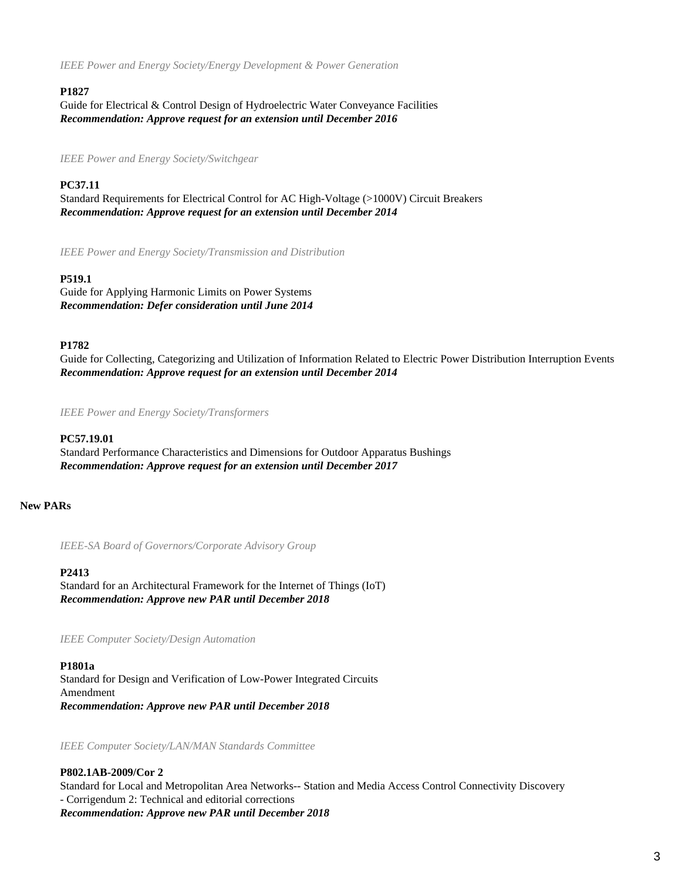*IEEE Power and Energy Society/Energy Development & Power Generation*

**P1827**
Guide for Electrical & Control Design of Hydroelectric Water Conveyance Facilities
***Recommendation: Approve request for an extension until December 2016***

*IEEE Power and Energy Society/Switchgear*

**PC37.11**
Standard Requirements for Electrical Control for AC High-Voltage (>1000V) Circuit Breakers
***Recommendation: Approve request for an extension until December 2014***

*IEEE Power and Energy Society/Transmission and Distribution*

**P519.1**
Guide for Applying Harmonic Limits on Power Systems
***Recommendation: Defer consideration until June 2014***

**P1782**
Guide for Collecting, Categorizing and Utilization of Information Related to Electric Power Distribution Interruption Events
***Recommendation: Approve request for an extension until December 2014***

*IEEE Power and Energy Society/Transformers*

**PC57.19.01**
Standard Performance Characteristics and Dimensions for Outdoor Apparatus Bushings
***Recommendation: Approve request for an extension until December 2017***

**New PARs**

*IEEE-SA Board of Governors/Corporate Advisory Group*

**P2413**
Standard for an Architectural Framework for the Internet of Things (IoT)
***Recommendation: Approve new PAR until December 2018***

*IEEE Computer Society/Design Automation*

**P1801a**
Standard for Design and Verification of Low-Power Integrated Circuits
Amendment
***Recommendation: Approve new PAR until December 2018***

*IEEE Computer Society/LAN/MAN Standards Committee*

**P802.1AB-2009/Cor 2**
Standard for Local and Metropolitan Area Networks-- Station and Media Access Control Connectivity Discovery
- Corrigendum 2: Technical and editorial corrections
***Recommendation: Approve new PAR until December 2018***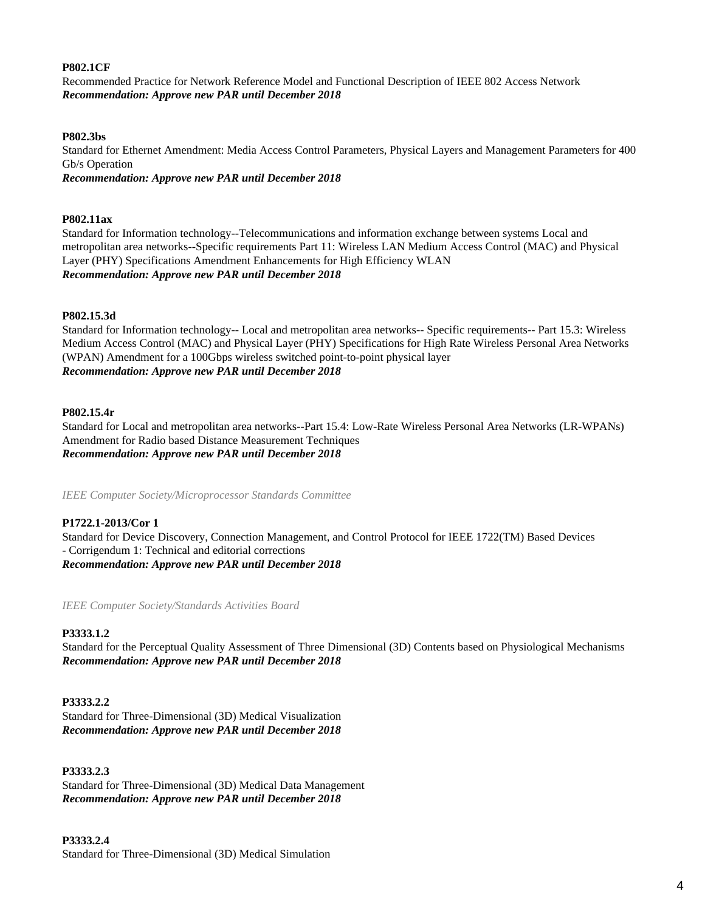**P802.1CF**
Recommended Practice for Network Reference Model and Functional Description of IEEE 802 Access Network
***Recommendation: Approve new PAR until December 2018***

**P802.3bs**
Standard for Ethernet Amendment: Media Access Control Parameters, Physical Layers and Management Parameters for 400 Gb/s Operation
***Recommendation: Approve new PAR until December 2018***

**P802.11ax**
Standard for Information technology--Telecommunications and information exchange between systems Local and metropolitan area networks--Specific requirements Part 11: Wireless LAN Medium Access Control (MAC) and Physical Layer (PHY) Specifications Amendment Enhancements for High Efficiency WLAN
***Recommendation: Approve new PAR until December 2018***

**P802.15.3d**
Standard for Information technology-- Local and metropolitan area networks-- Specific requirements-- Part 15.3: Wireless Medium Access Control (MAC) and Physical Layer (PHY) Specifications for High Rate Wireless Personal Area Networks (WPAN) Amendment for a 100Gbps wireless switched point-to-point physical layer
***Recommendation: Approve new PAR until December 2018***

**P802.15.4r**
Standard for Local and metropolitan area networks--Part 15.4: Low-Rate Wireless Personal Area Networks (LR-WPANs) Amendment for Radio based Distance Measurement Techniques
***Recommendation: Approve new PAR until December 2018***

*IEEE Computer Society/Microprocessor Standards Committee*

**P1722.1-2013/Cor 1**
Standard for Device Discovery, Connection Management, and Control Protocol for IEEE 1722(TM) Based Devices - Corrigendum 1: Technical and editorial corrections
***Recommendation: Approve new PAR until December 2018***

*IEEE Computer Society/Standards Activities Board*

**P3333.1.2**
Standard for the Perceptual Quality Assessment of Three Dimensional (3D) Contents based on Physiological Mechanisms
***Recommendation: Approve new PAR until December 2018***

**P3333.2.2**
Standard for Three-Dimensional (3D) Medical Visualization
***Recommendation: Approve new PAR until December 2018***

**P3333.2.3**
Standard for Three-Dimensional (3D) Medical Data Management
***Recommendation: Approve new PAR until December 2018***

**P3333.2.4**
Standard for Three-Dimensional (3D) Medical Simulation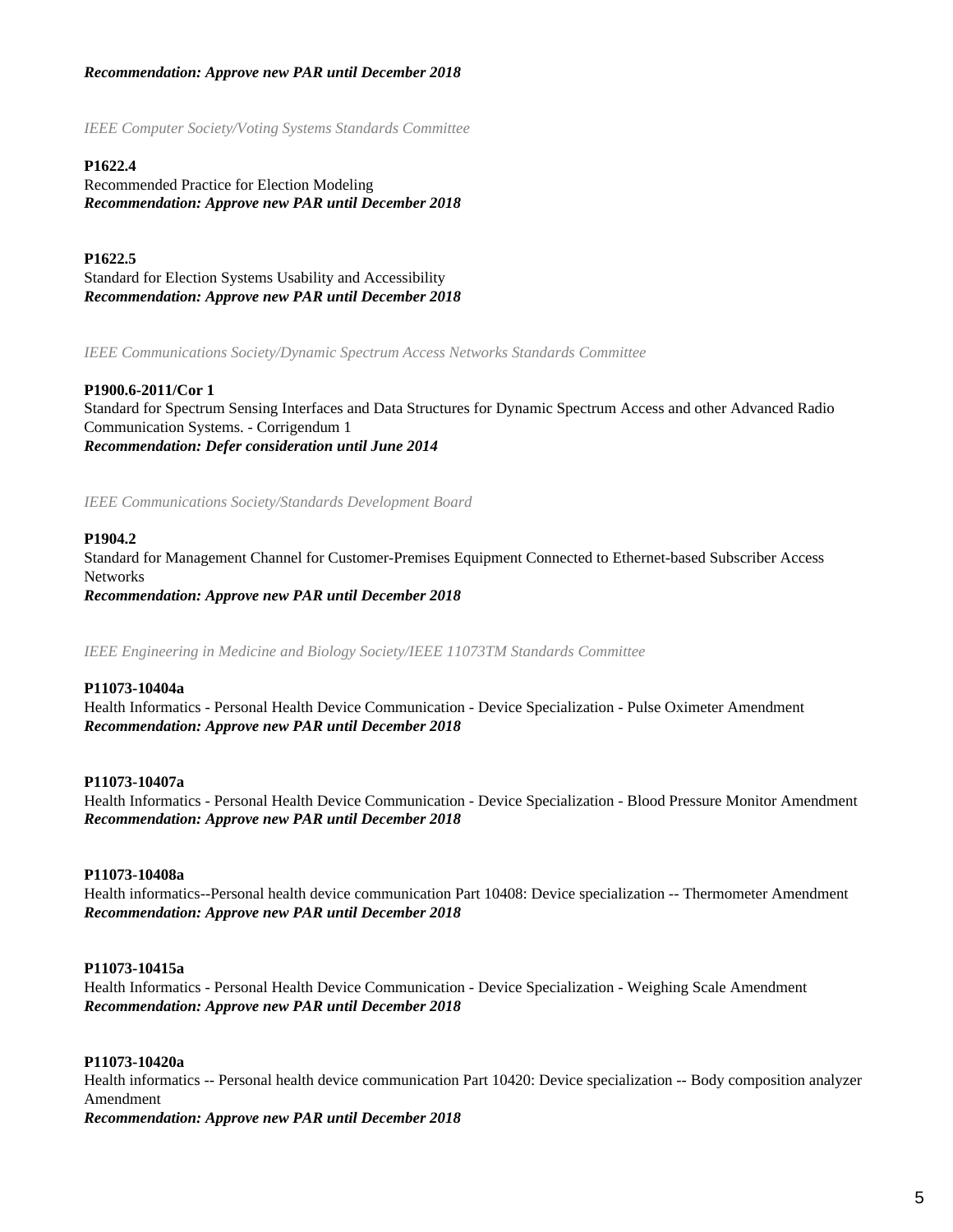***Recommendation: Approve new PAR until December 2018***

*IEEE Computer Society/Voting Systems Standards Committee*

**P1622.4**
Recommended Practice for Election Modeling
***Recommendation: Approve new PAR until December 2018***

**P1622.5**
Standard for Election Systems Usability and Accessibility
***Recommendation: Approve new PAR until December 2018***

*IEEE Communications Society/Dynamic Spectrum Access Networks Standards Committee*

**P1900.6-2011/Cor 1**
Standard for Spectrum Sensing Interfaces and Data Structures for Dynamic Spectrum Access and other Advanced Radio Communication Systems. - Corrigendum 1
***Recommendation: Defer consideration until June 2014***

*IEEE Communications Society/Standards Development Board*

**P1904.2**
Standard for Management Channel for Customer-Premises Equipment Connected to Ethernet-based Subscriber Access Networks
***Recommendation: Approve new PAR until December 2018***

*IEEE Engineering in Medicine and Biology Society/IEEE 11073TM Standards Committee*

**P11073-10404a**
Health Informatics - Personal Health Device Communication - Device Specialization - Pulse Oximeter Amendment
***Recommendation: Approve new PAR until December 2018***

**P11073-10407a**
Health Informatics - Personal Health Device Communication - Device Specialization - Blood Pressure Monitor Amendment
***Recommendation: Approve new PAR until December 2018***

**P11073-10408a**
Health informatics--Personal health device communication Part 10408: Device specialization -- Thermometer Amendment
***Recommendation: Approve new PAR until December 2018***

**P11073-10415a**
Health Informatics - Personal Health Device Communication - Device Specialization - Weighing Scale Amendment
***Recommendation: Approve new PAR until December 2018***

**P11073-10420a**
Health informatics -- Personal health device communication Part 10420: Device specialization -- Body composition analyzer Amendment
***Recommendation: Approve new PAR until December 2018***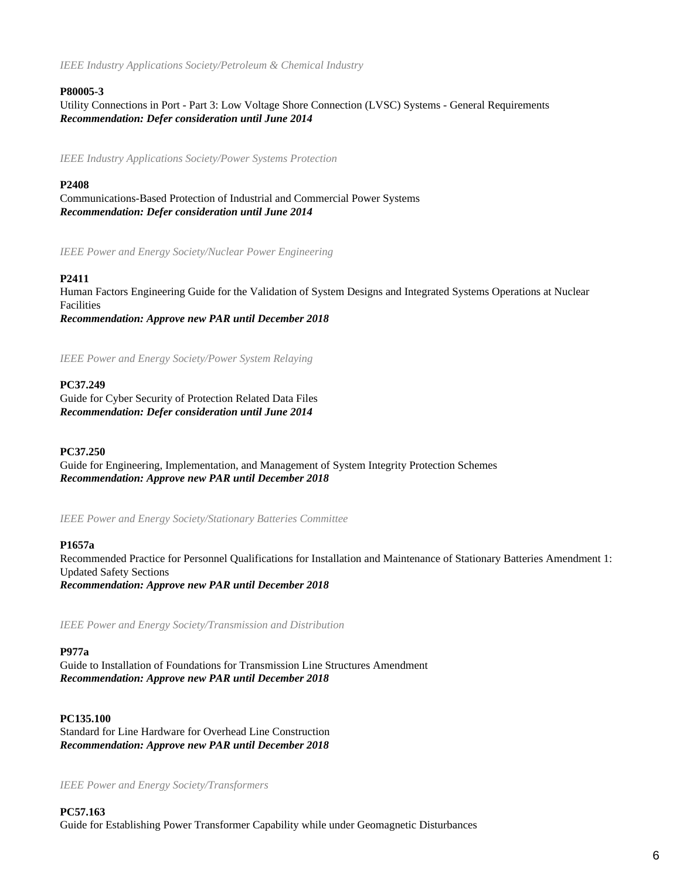*IEEE Industry Applications Society/Petroleum & Chemical Industry*

**P80005-3**
Utility Connections in Port - Part 3: Low Voltage Shore Connection (LVSC) Systems - General Requirements
***Recommendation: Defer consideration until June 2014***

*IEEE Industry Applications Society/Power Systems Protection*

**P2408**
Communications-Based Protection of Industrial and Commercial Power Systems
***Recommendation: Defer consideration until June 2014***

*IEEE Power and Energy Society/Nuclear Power Engineering*

**P2411**
Human Factors Engineering Guide for the Validation of System Designs and Integrated Systems Operations at Nuclear Facilities
***Recommendation: Approve new PAR until December 2018***

*IEEE Power and Energy Society/Power System Relaying*

**PC37.249**
Guide for Cyber Security of Protection Related Data Files
***Recommendation: Defer consideration until June 2014***

**PC37.250**
Guide for Engineering, Implementation, and Management of System Integrity Protection Schemes
***Recommendation: Approve new PAR until December 2018***

*IEEE Power and Energy Society/Stationary Batteries Committee*

**P1657a**
Recommended Practice for Personnel Qualifications for Installation and Maintenance of Stationary Batteries Amendment 1: Updated Safety Sections
***Recommendation: Approve new PAR until December 2018***

*IEEE Power and Energy Society/Transmission and Distribution*

**P977a**
Guide to Installation of Foundations for Transmission Line Structures Amendment
***Recommendation: Approve new PAR until December 2018***

**PC135.100**
Standard for Line Hardware for Overhead Line Construction
***Recommendation: Approve new PAR until December 2018***

*IEEE Power and Energy Society/Transformers*

**PC57.163**
Guide for Establishing Power Transformer Capability while under Geomagnetic Disturbances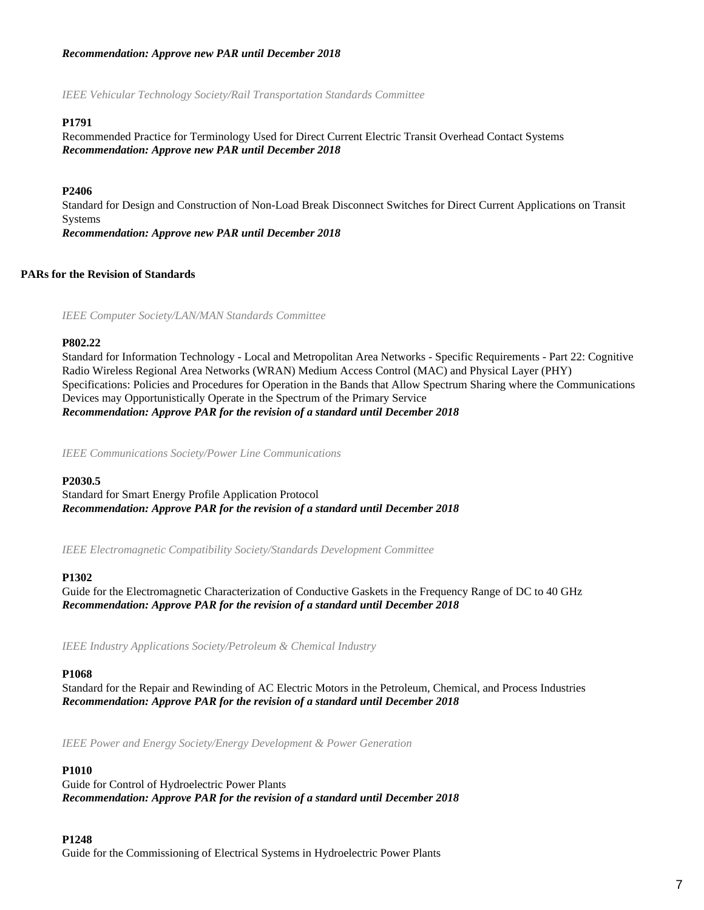***Recommendation: Approve new PAR until December 2018***

*IEEE Vehicular Technology Society/Rail Transportation Standards Committee*

**P1791**

Recommended Practice for Terminology Used for Direct Current Electric Transit Overhead Contact Systems
***Recommendation: Approve new PAR until December 2018***

**P2406**

Standard for Design and Construction of Non-Load Break Disconnect Switches for Direct Current Applications on Transit Systems
***Recommendation: Approve new PAR until December 2018***

**PARs for the Revision of Standards**

*IEEE Computer Society/LAN/MAN Standards Committee*

**P802.22**

Standard for Information Technology - Local and Metropolitan Area Networks - Specific Requirements - Part 22: Cognitive Radio Wireless Regional Area Networks (WRAN) Medium Access Control (MAC) and Physical Layer (PHY) Specifications: Policies and Procedures for Operation in the Bands that Allow Spectrum Sharing where the Communications Devices may Opportunistically Operate in the Spectrum of the Primary Service
***Recommendation: Approve PAR for the revision of a standard until December 2018***

*IEEE Communications Society/Power Line Communications*

**P2030.5**

Standard for Smart Energy Profile Application Protocol
***Recommendation: Approve PAR for the revision of a standard until December 2018***

*IEEE Electromagnetic Compatibility Society/Standards Development Committee*

**P1302**

Guide for the Electromagnetic Characterization of Conductive Gaskets in the Frequency Range of DC to 40 GHz
***Recommendation: Approve PAR for the revision of a standard until December 2018***

*IEEE Industry Applications Society/Petroleum & Chemical Industry*

**P1068**

Standard for the Repair and Rewinding of AC Electric Motors in the Petroleum, Chemical, and Process Industries
***Recommendation: Approve PAR for the revision of a standard until December 2018***

*IEEE Power and Energy Society/Energy Development & Power Generation*

**P1010**

Guide for Control of Hydroelectric Power Plants
***Recommendation: Approve PAR for the revision of a standard until December 2018***

**P1248**

Guide for the Commissioning of Electrical Systems in Hydroelectric Power Plants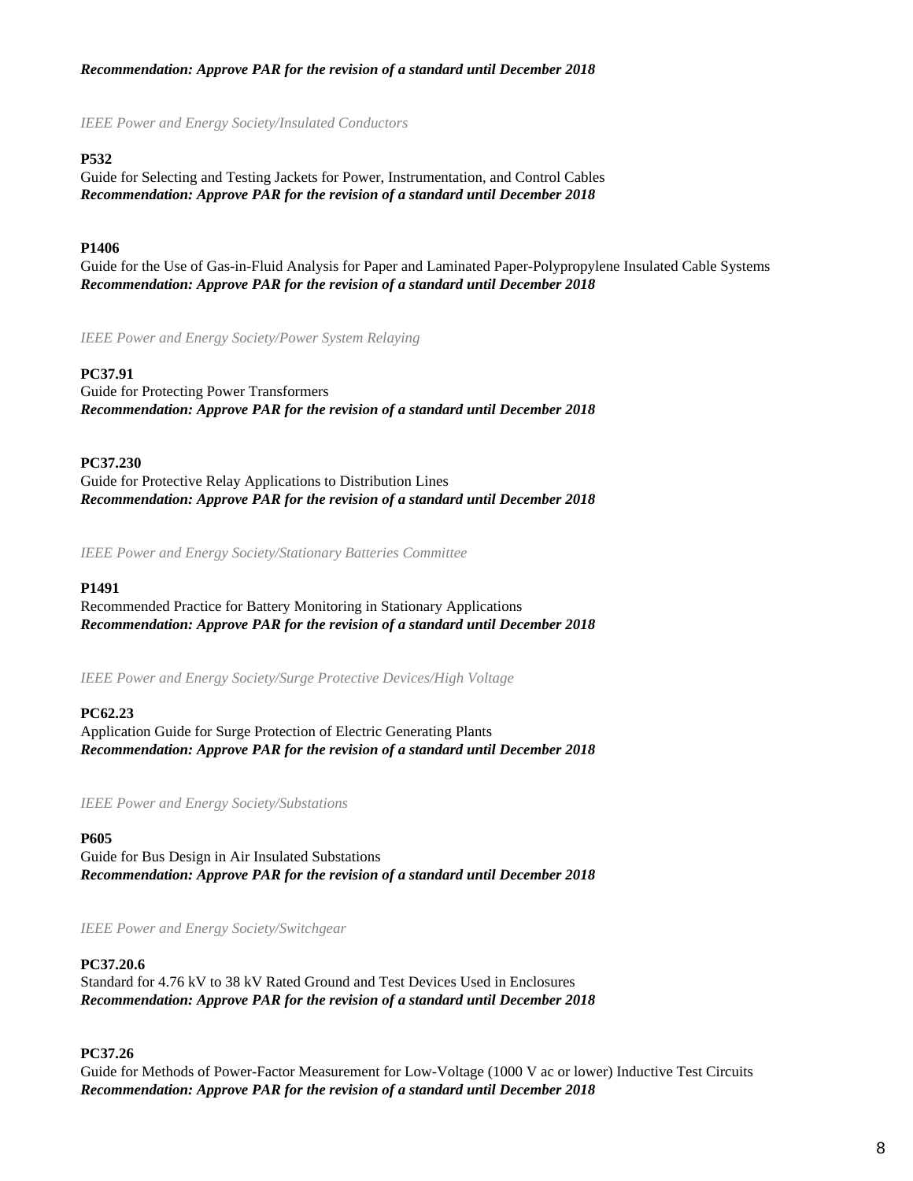***Recommendation: Approve PAR for the revision of a standard until December 2018***

*IEEE Power and Energy Society/Insulated Conductors*

**P532**
Guide for Selecting and Testing Jackets for Power, Instrumentation, and Control Cables
***Recommendation: Approve PAR for the revision of a standard until December 2018***

**P1406**
Guide for the Use of Gas-in-Fluid Analysis for Paper and Laminated Paper-Polypropylene Insulated Cable Systems
***Recommendation: Approve PAR for the revision of a standard until December 2018***

*IEEE Power and Energy Society/Power System Relaying*

**PC37.91**
Guide for Protecting Power Transformers
***Recommendation: Approve PAR for the revision of a standard until December 2018***

**PC37.230**
Guide for Protective Relay Applications to Distribution Lines
***Recommendation: Approve PAR for the revision of a standard until December 2018***

*IEEE Power and Energy Society/Stationary Batteries Committee*

**P1491**
Recommended Practice for Battery Monitoring in Stationary Applications
***Recommendation: Approve PAR for the revision of a standard until December 2018***

*IEEE Power and Energy Society/Surge Protective Devices/High Voltage*

**PC62.23**
Application Guide for Surge Protection of Electric Generating Plants
***Recommendation: Approve PAR for the revision of a standard until December 2018***

*IEEE Power and Energy Society/Substations*

**P605**
Guide for Bus Design in Air Insulated Substations
***Recommendation: Approve PAR for the revision of a standard until December 2018***

*IEEE Power and Energy Society/Switchgear*

**PC37.20.6**
Standard for 4.76 kV to 38 kV Rated Ground and Test Devices Used in Enclosures
***Recommendation: Approve PAR for the revision of a standard until December 2018***

**PC37.26**
Guide for Methods of Power-Factor Measurement for Low-Voltage (1000 V ac or lower) Inductive Test Circuits
***Recommendation: Approve PAR for the revision of a standard until December 2018***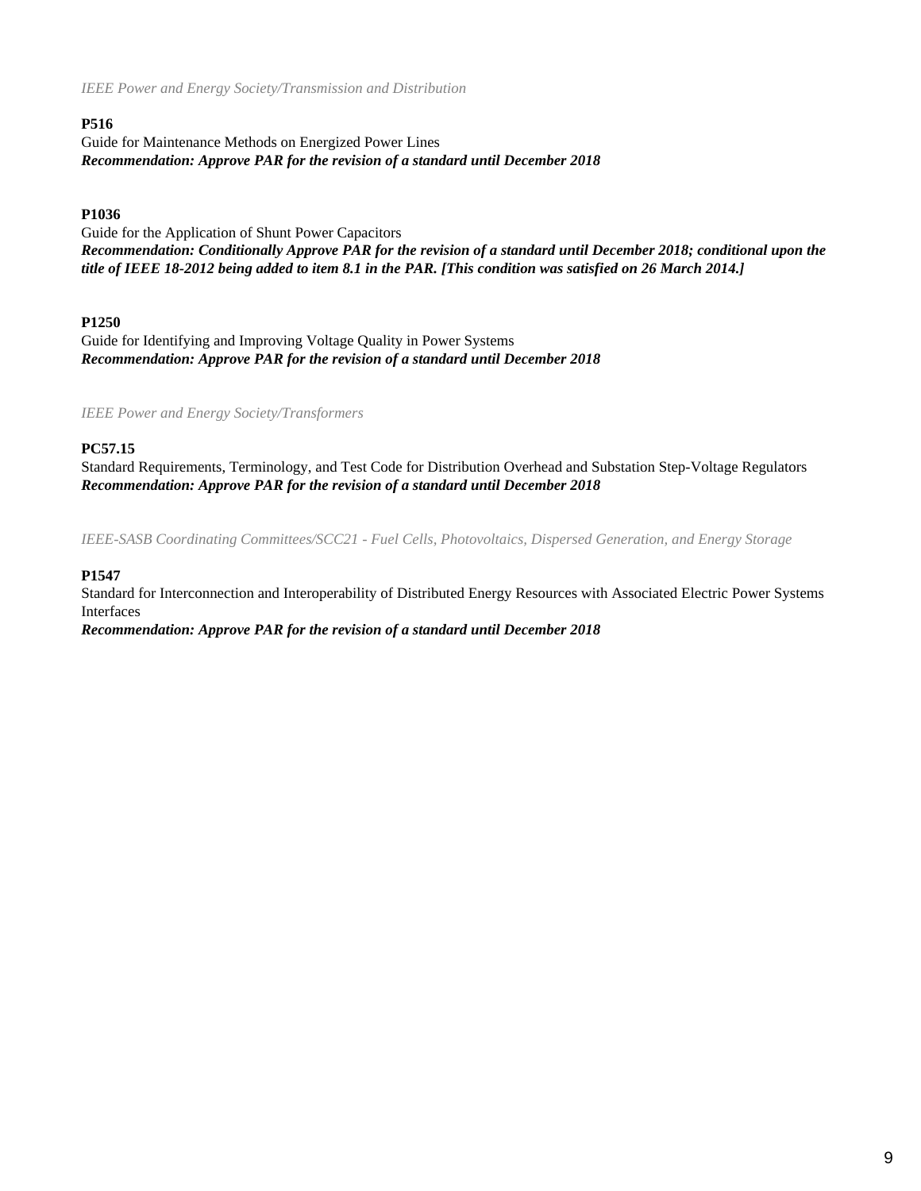*IEEE Power and Energy Society/Transmission and Distribution*

**P516**

Guide for Maintenance Methods on Energized Power Lines

***Recommendation: Approve PAR for the revision of a standard until December 2018***

**P1036**

Guide for the Application of Shunt Power Capacitors

***Recommendation: Conditionally Approve PAR for the revision of a standard until December 2018; conditional upon the title of IEEE 18-2012 being added to item 8.1 in the PAR. [This condition was satisfied on 26 March 2014.]***

**P1250**

Guide for Identifying and Improving Voltage Quality in Power Systems

***Recommendation: Approve PAR for the revision of a standard until December 2018***

*IEEE Power and Energy Society/Transformers*

**PC57.15**

Standard Requirements, Terminology, and Test Code for Distribution Overhead and Substation Step-Voltage Regulators

***Recommendation: Approve PAR for the revision of a standard until December 2018***

*IEEE-SASB Coordinating Committees/SCC21 - Fuel Cells, Photovoltaics, Dispersed Generation, and Energy Storage*

**P1547**

Standard for Interconnection and Interoperability of Distributed Energy Resources with Associated Electric Power Systems Interfaces

***Recommendation: Approve PAR for the revision of a standard until December 2018***